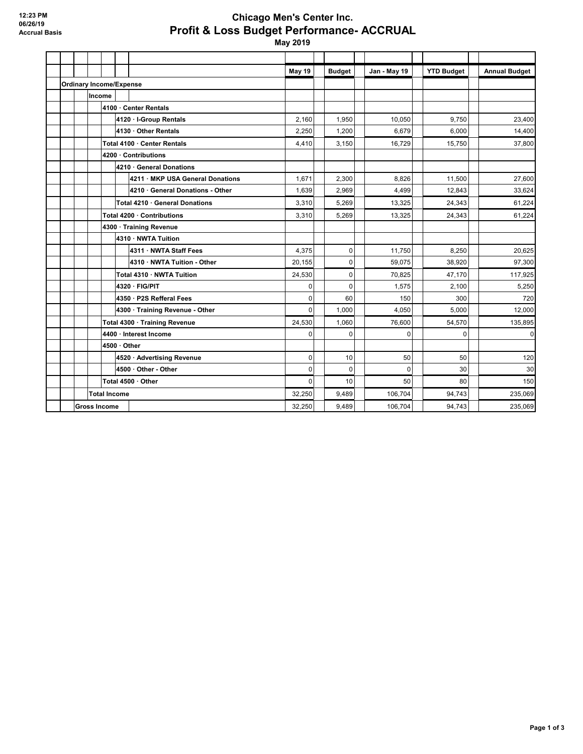12:23 PM
06/26/19
Accrual Basis

# Chicago Men's Center Inc.
## Profit & Loss Budget Performance- ACCRUAL
### May 2019

| | May 19 | Budget | Jan - May 19 | YTD Budget | Annual Budget |
|---|---|---|---|---|---|
| **Ordinary Income/Expense** | | | | | |
| **Income** | | | | | |
| **4100 · Center Rentals** | | | | | |
| **4120 · I-Group Rentals** | 2,160 | 1,950 | 10,050 | 9,750 | 23,400 |
| **4130 · Other Rentals** | 2,250 | 1,200 | 6,679 | 6,000 | 14,400 |
| **Total 4100 · Center Rentals** | 4,410 | 3,150 | 16,729 | 15,750 | 37,800 |
| **4200 · Contributions** | | | | | |
| **4210 · General Donations** | | | | | |
| **4211 · MKP USA General Donations** | 1,671 | 2,300 | 8,826 | 11,500 | 27,600 |
| **4210 · General Donations - Other** | 1,639 | 2,969 | 4,499 | 12,843 | 33,624 |
| **Total 4210 · General Donations** | 3,310 | 5,269 | 13,325 | 24,343 | 61,224 |
| **Total 4200 · Contributions** | 3,310 | 5,269 | 13,325 | 24,343 | 61,224 |
| **4300 · Training Revenue** | | | | | |
| **4310 · NWTA Tuition** | | | | | |
| **4311 · NWTA Staff Fees** | 4,375 | 0 | 11,750 | 8,250 | 20,625 |
| **4310 · NWTA Tuition - Other** | 20,155 | 0 | 59,075 | 38,920 | 97,300 |
| **Total 4310 · NWTA Tuition** | 24,530 | 0 | 70,825 | 47,170 | 117,925 |
| **4320 · FIG/PIT** | 0 | 0 | 1,575 | 2,100 | 5,250 |
| **4350 · P2S Refferal Fees** | 0 | 60 | 150 | 300 | 720 |
| **4300 · Training Revenue - Other** | 0 | 1,000 | 4,050 | 5,000 | 12,000 |
| **Total 4300 · Training Revenue** | 24,530 | 1,060 | 76,600 | 54,570 | 135,895 |
| **4400 · Interest Income** | 0 | 0 | 0 | 0 | 0 |
| **4500 · Other** | | | | | |
| **4520 · Advertising Revenue** | 0 | 10 | 50 | 50 | 120 |
| **4500 · Other - Other** | 0 | 0 | 0 | 30 | 30 |
| **Total 4500 · Other** | 0 | 10 | 50 | 80 | 150 |
| **Total Income** | 32,250 | 9,489 | 106,704 | 94,743 | 235,069 |
| **Gross Income** | 32,250 | 9,489 | 106,704 | 94,743 | 235,069 |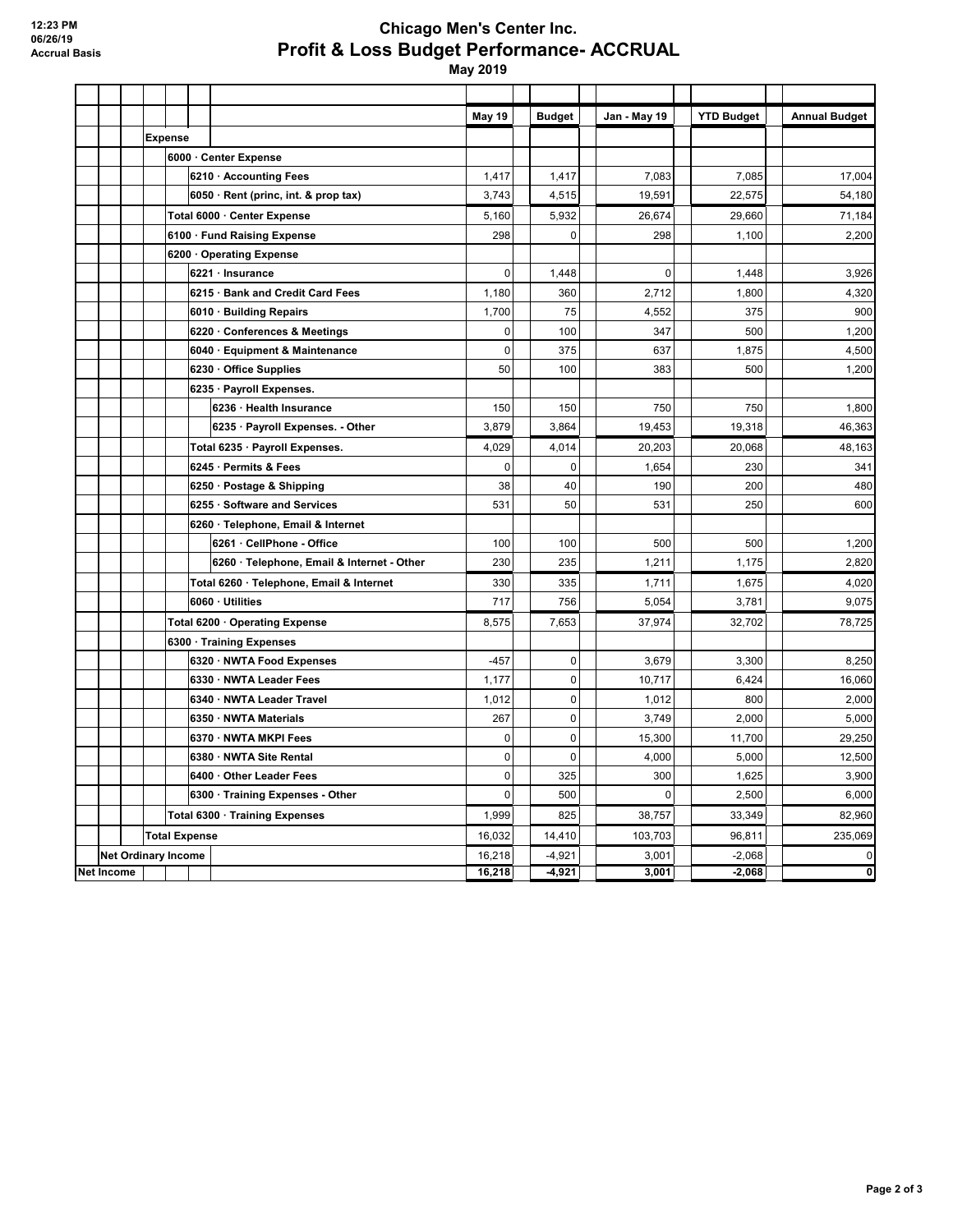# Chicago Men's Center Inc.

## Profit & Loss Budget Performance- ACCRUAL

**May 2019**

Accrual Basis

| | May 19 | Budget | Jan - May 19 | YTD Budget | Annual Budget |
|---|---|---|---|---|---|
| **Expense** | | | | | |
| **6000 · Center Expense** | | | | | |
| 6210 · Accounting Fees | 1,417 | 1,417 | 7,083 | 7,085 | 17,004 |
| 6050 · Rent (princ, int. & prop tax) | 3,743 | 4,515 | 19,591 | 22,575 | 54,180 |
| **Total 6000 · Center Expense** | 5,160 | 5,932 | 26,674 | 29,660 | 71,184 |
| **6100 · Fund Raising Expense** | 298 | 0 | 298 | 1,100 | 2,200 |
| **6200 · Operating Expense** | | | | | |
| 6221 · Insurance | 0 | 1,448 | 0 | 1,448 | 3,926 |
| 6215 · Bank and Credit Card Fees | 1,180 | 360 | 2,712 | 1,800 | 4,320 |
| 6010 · Building Repairs | 1,700 | 75 | 4,552 | 375 | 900 |
| 6220 · Conferences & Meetings | 0 | 100 | 347 | 500 | 1,200 |
| 6040 · Equipment & Maintenance | 0 | 375 | 637 | 1,875 | 4,500 |
| 6230 · Office Supplies | 50 | 100 | 383 | 500 | 1,200 |
| 6235 · Payroll Expenses. | | | | | |
| 6236 · Health Insurance | 150 | 150 | 750 | 750 | 1,800 |
| 6235 · Payroll Expenses. - Other | 3,879 | 3,864 | 19,453 | 19,318 | 46,363 |
| Total 6235 · Payroll Expenses. | 4,029 | 4,014 | 20,203 | 20,068 | 48,163 |
| 6245 · Permits & Fees | 0 | 0 | 1,654 | 230 | 341 |
| 6250 · Postage & Shipping | 38 | 40 | 190 | 200 | 480 |
| 6255 · Software and Services | 531 | 50 | 531 | 250 | 600 |
| 6260 · Telephone, Email & Internet | | | | | |
| 6261 · CellPhone - Office | 100 | 100 | 500 | 500 | 1,200 |
| 6260 · Telephone, Email & Internet - Other | 230 | 235 | 1,211 | 1,175 | 2,820 |
| Total 6260 · Telephone, Email & Internet | 330 | 335 | 1,711 | 1,675 | 4,020 |
| 6060 · Utilities | 717 | 756 | 5,054 | 3,781 | 9,075 |
| **Total 6200 · Operating Expense** | 8,575 | 7,653 | 37,974 | 32,702 | 78,725 |
| **6300 · Training Expenses** | | | | | |
| 6320 · NWTA Food Expenses | -457 | 0 | 3,679 | 3,300 | 8,250 |
| 6330 · NWTA Leader Fees | 1,177 | 0 | 10,717 | 6,424 | 16,060 |
| 6340 · NWTA Leader Travel | 1,012 | 0 | 1,012 | 800 | 2,000 |
| 6350 · NWTA Materials | 267 | 0 | 3,749 | 2,000 | 5,000 |
| 6370 · NWTA MKPI Fees | 0 | 0 | 15,300 | 11,700 | 29,250 |
| 6380 · NWTA Site Rental | 0 | 0 | 4,000 | 5,000 | 12,500 |
| 6400 · Other Leader Fees | 0 | 325 | 300 | 1,625 | 3,900 |
| 6300 · Training Expenses - Other | 0 | 500 | 0 | 2,500 | 6,000 |
| **Total 6300 · Training Expenses** | 1,999 | 825 | 38,757 | 33,349 | 82,960 |
| **Total Expense** | 16,032 | 14,410 | 103,703 | 96,811 | 235,069 |
| **Net Ordinary Income** | 16,218 | -4,921 | 3,001 | -2,068 | 0 |
| **Net Income** | **16,218** | **-4,921** | **3,001** | **-2,068** | **0** |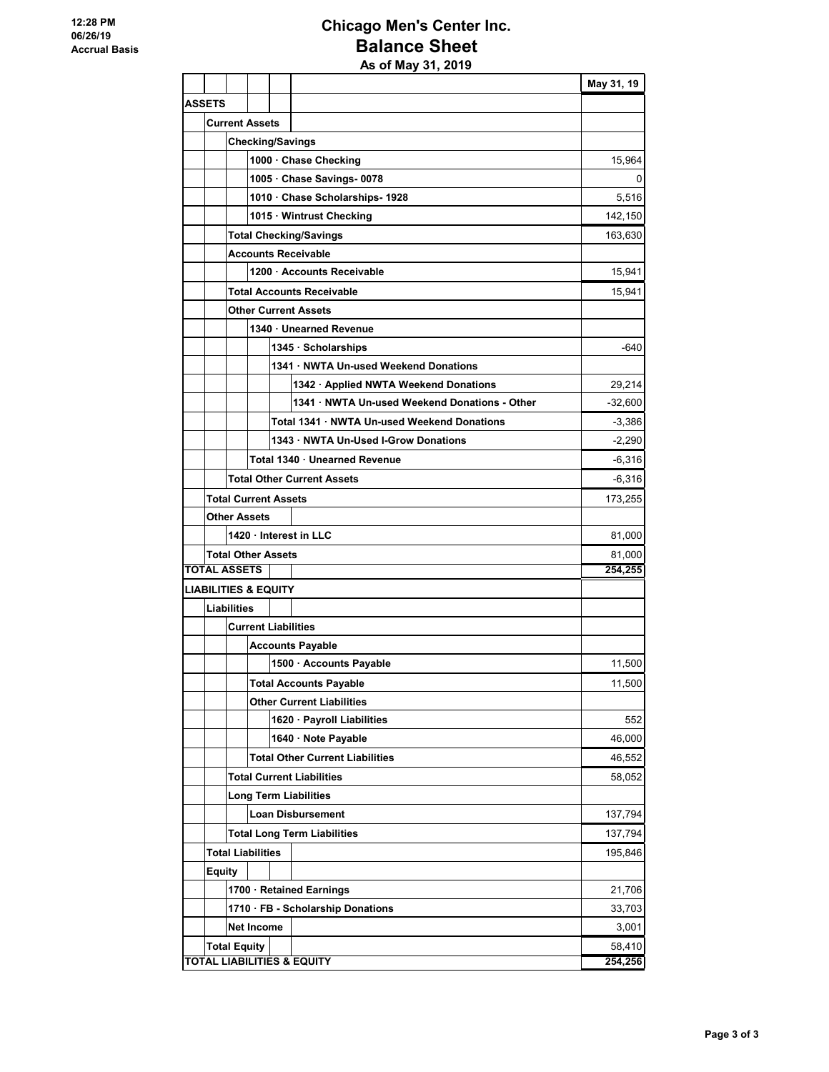12:28 PM
06/26/19
Accrual Basis

# Chicago Men's Center Inc.
## Balance Sheet
### As of May 31, 2019

| | May 31, 19 |
|---|---|
| **ASSETS** | |
| **Current Assets** | |
| **Checking/Savings** | |
| **1000 · Chase Checking** | 15,964 |
| **1005 · Chase Savings- 0078** | 0 |
| **1010 · Chase Scholarships- 1928** | 5,516 |
| **1015 · Wintrust Checking** | 142,150 |
| **Total Checking/Savings** | 163,630 |
| **Accounts Receivable** | |
| **1200 · Accounts Receivable** | 15,941 |
| **Total Accounts Receivable** | 15,941 |
| **Other Current Assets** | |
| **1340 · Unearned Revenue** | |
| **1345 · Scholarships** | -640 |
| **1341 · NWTA Un-used Weekend Donations** | |
| **1342 · Applied NWTA Weekend Donations** | 29,214 |
| **1341 · NWTA Un-used Weekend Donations - Other** | -32,600 |
| **Total 1341 · NWTA Un-used Weekend Donations** | -3,386 |
| **1343 · NWTA Un-Used I-Grow Donations** | -2,290 |
| **Total 1340 · Unearned Revenue** | -6,316 |
| **Total Other Current Assets** | -6,316 |
| **Total Current Assets** | 173,255 |
| **Other Assets** | |
| **1420 · Interest in LLC** | 81,000 |
| **Total Other Assets** | 81,000 |
| **TOTAL ASSETS** | **254,255** |
| **LIABILITIES & EQUITY** | |
| **Liabilities** | |
| **Current Liabilities** | |
| **Accounts Payable** | |
| **1500 · Accounts Payable** | 11,500 |
| **Total Accounts Payable** | 11,500 |
| **Other Current Liabilities** | |
| **1620 · Payroll Liabilities** | 552 |
| **1640 · Note Payable** | 46,000 |
| **Total Other Current Liabilities** | 46,552 |
| **Total Current Liabilities** | 58,052 |
| **Long Term Liabilities** | |
| **Loan Disbursement** | 137,794 |
| **Total Long Term Liabilities** | 137,794 |
| **Total Liabilities** | 195,846 |
| **Equity** | |
| **1700 · Retained Earnings** | 21,706 |
| **1710 · FB - Scholarship Donations** | 33,703 |
| **Net Income** | 3,001 |
| **Total Equity** | 58,410 |
| **TOTAL LIABILITIES & EQUITY** | **254,256** |